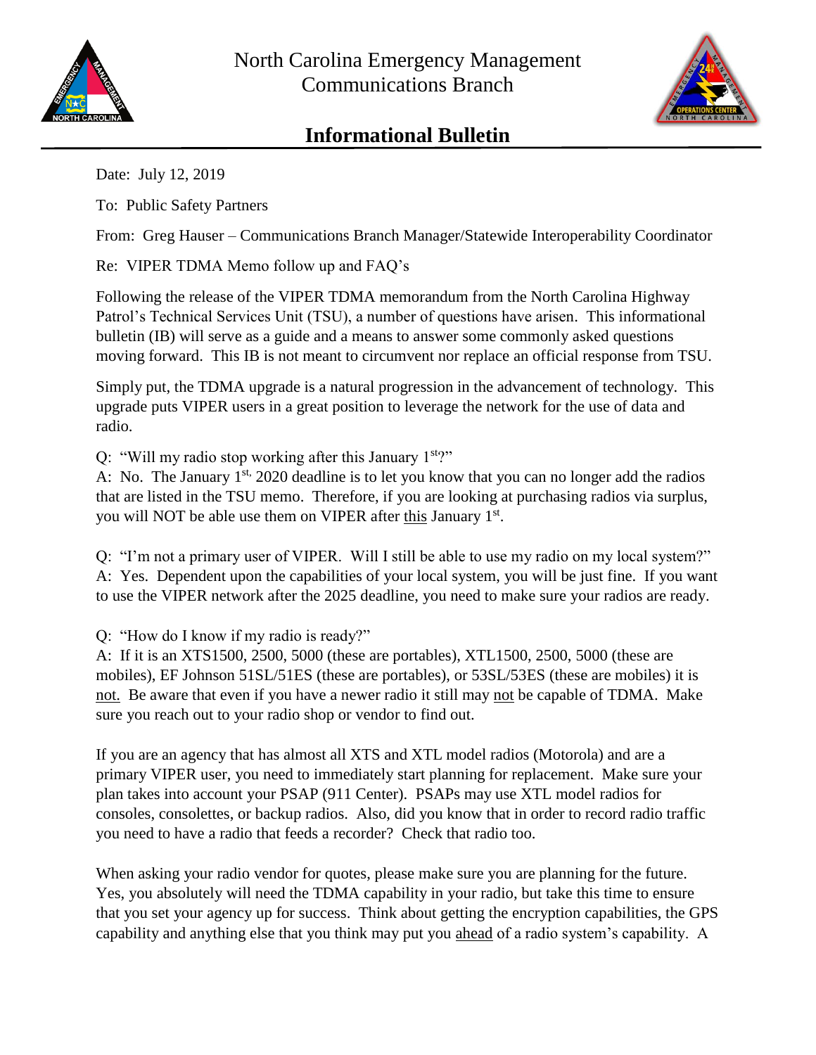# North Carolina Emergency Management Communications Branch

## Informational Bulletin

Date: July 12, 2019

To: Public Safety Partners

From: Greg Hauser – Communications Branch Manager/Statewide Interoperability Coordinator

Re: VIPER TDMA Memo follow up and FAQ's

Following the release of the VIPER TDMA memorandum from the North Carolina Highway Patrol's Technical Services Unit (TSU), a number of questions have arisen. This informational bulletin (IB) will serve as a guide and a means to answer some commonly asked questions moving forward. This IB is not meant to circumvent nor replace an official response from TSU.

Simply put, the TDMA upgrade is a natural progression in the advancement of technology. This upgrade puts VIPER users in a great position to leverage the network for the use of data and radio.

Q: "Will my radio stop working after this January 1st?"
A: No. The January 1st, 2020 deadline is to let you know that you can no longer add the radios that are listed in the TSU memo. Therefore, if you are looking at purchasing radios via surplus, you will NOT be able use them on VIPER after <u>this</u> January 1st.

Q: "I'm not a primary user of VIPER. Will I still be able to use my radio on my local system?"
A: Yes. Dependent upon the capabilities of your local system, you will be just fine. If you want to use the VIPER network after the 2025 deadline, you need to make sure your radios are ready.

Q: "How do I know if my radio is ready?"
A: If it is an XTS1500, 2500, 5000 (these are portables), XTL1500, 2500, 5000 (these are mobiles), EF Johnson 51SL/51ES (these are portables), or 53SL/53ES (these are mobiles) it is <u>not.</u> Be aware that even if you have a newer radio it still may <u>not</u> be capable of TDMA. Make sure you reach out to your radio shop or vendor to find out.

If you are an agency that has almost all XTS and XTL model radios (Motorola) and are a primary VIPER user, you need to immediately start planning for replacement. Make sure your plan takes into account your PSAP (911 Center). PSAPs may use XTL model radios for consoles, consolettes, or backup radios. Also, did you know that in order to record radio traffic you need to have a radio that feeds a recorder? Check that radio too.

When asking your radio vendor for quotes, please make sure you are planning for the future. Yes, you absolutely will need the TDMA capability in your radio, but take this time to ensure that you set your agency up for success. Think about getting the encryption capabilities, the GPS capability and anything else that you think may put you <u>ahead</u> of a radio system's capability. A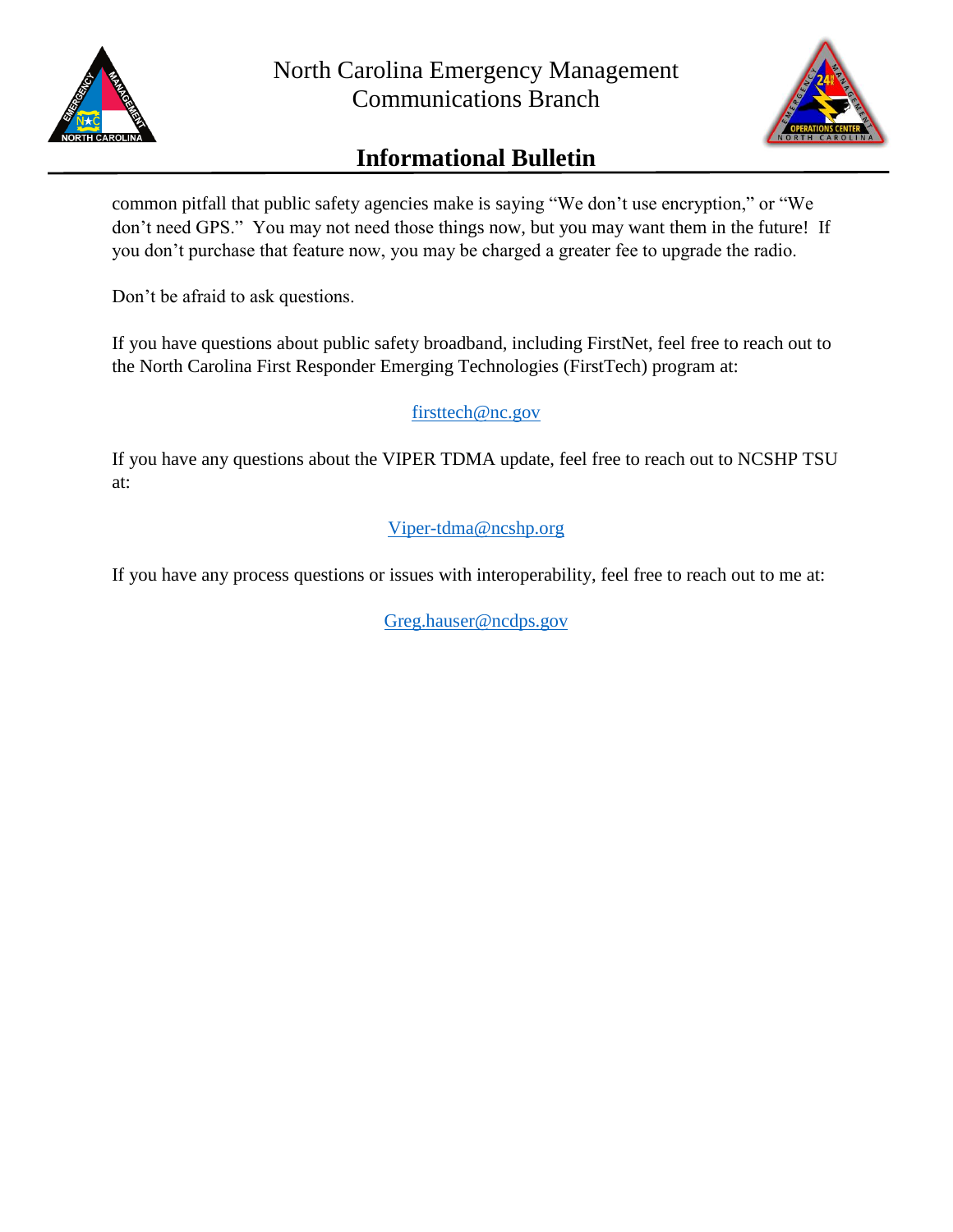common pitfall that public safety agencies make is saying "We don't use encryption," or "We don't need GPS." You may not need those things now, but you may want them in the future! If you don't purchase that feature now, you may be charged a greater fee to upgrade the radio.

Don't be afraid to ask questions.

If you have questions about public safety broadband, including FirstNet, feel free to reach out to the North Carolina First Responder Emerging Technologies (FirstTech) program at:

firsttech@nc.gov

If you have any questions about the VIPER TDMA update, feel free to reach out to NCSHP TSU at:

Viper-tdma@ncshp.org

If you have any process questions or issues with interoperability, feel free to reach out to me at:

Greg.hauser@ncdps.gov